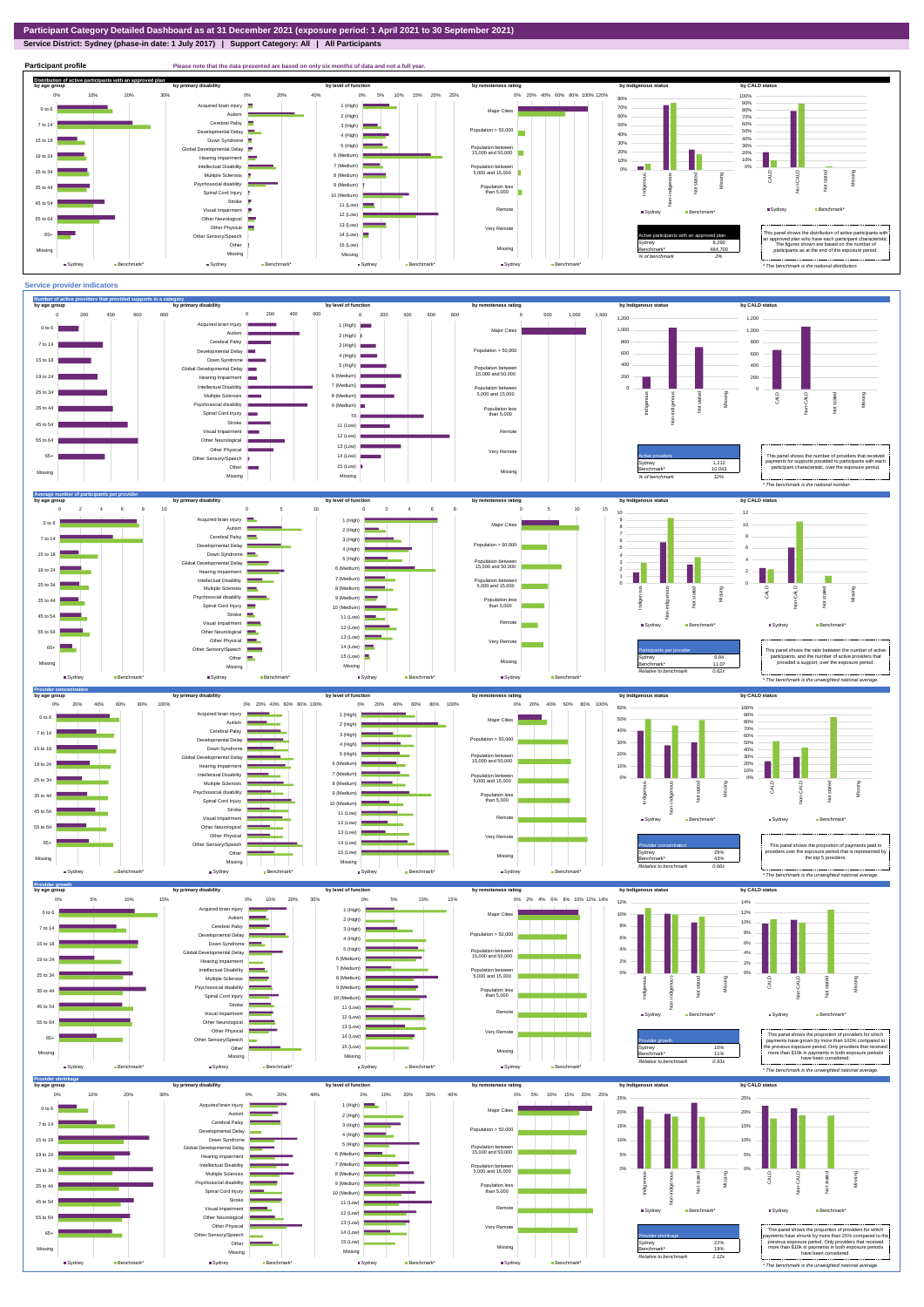# Participant Category Detailed Dashboard as at 31 December 2021 (exposure period: 1 April 2021 to 30 September 2021)

**Service District: Sydney (phase-in date: 1 July 2017) | Support Category: All | All Participants**

## Participant profile

Please note that the data presented are based on only six months of data and not a full year.

### Distribution of active participants with an approved plan

by age group | by primary disability | by level of function | by remoteness rating | by Indigenous status | by CALD status

| Active participants with an approved plan | |
|---|---|
| Sydney | 8,290 |
| Benchmark* | 484,700 |
| % of benchmark | 2% |

This panel shows the distribution of active participants with an approved plan who have each participant characteristic. The figures shown are based on the number of participants as at the end of the exposure period.

* The benchmark is the national distribution.

## Service provider indicators

### Number of active providers that provided supports in a category

by age group | by primary disability | by level of function | by remoteness rating | by Indigenous status | by CALD status

| Active providers | |
|---|---|
| Sydney | 1,212 |
| Benchmark* | 10,043 |
| % of benchmark | 12% |

This panel shows the number of providers that received payments for supports provided to participants with each participant characteristic, over the exposure period.

* The benchmark is the national number.

### Average number of participants per provider

by age group | by primary disability | by level of function | by remoteness rating | by Indigenous status | by CALD status

| Participants per provider | |
|---|---|
| Sydney | 6.84 |
| Benchmark* | 11.07 |
| Relative to benchmark | 0.62x |

This panel shows the ratio between the number of active participants, and the number of active providers that provided a support, over the exposure period.

* The benchmark is the unweighted national average.

### Provider concentration

by age group | by primary disability | by level of function | by remoteness rating | by Indigenous status | by CALD status

| Provider concentration | |
|---|---|
| Sydney | 29% |
| Benchmark* | 43% |
| Relative to benchmark | 0.66x |

This panel shows the proportion of payments paid to providers over the exposure period that is represented by the top 5 providers.

* The benchmark is the unweighted national average.

### Provider growth

by age group | by primary disability | by level of function | by remoteness rating | by Indigenous status | by CALD status

| Provider growth | |
|---|---|
| Sydney | 10% |
| Benchmark* | 11% |
| Relative to benchmark | 0.93x |

This panel shows the proportion of providers for which payments have grown by more than 100% compared to the previous exposure period. Only providers that received more than $10k in payments in both exposure periods have been considered.

* The benchmark is the unweighted national average.

### Provider shrinkage

by age group | by primary disability | by level of function | by remoteness rating | by Indigenous status | by CALD status

| Provider shrinkage | |
|---|---|
| Sydney | 22% |
| Benchmark* | 19% |
| Relative to benchmark | 1.12x |

This panel shows the proportion of providers for which payments have shrunk by more than 25% compared to the previous exposure period. Only providers that received more than $10k in payments in both exposure periods have been considered.

* The benchmark is the unweighted national average.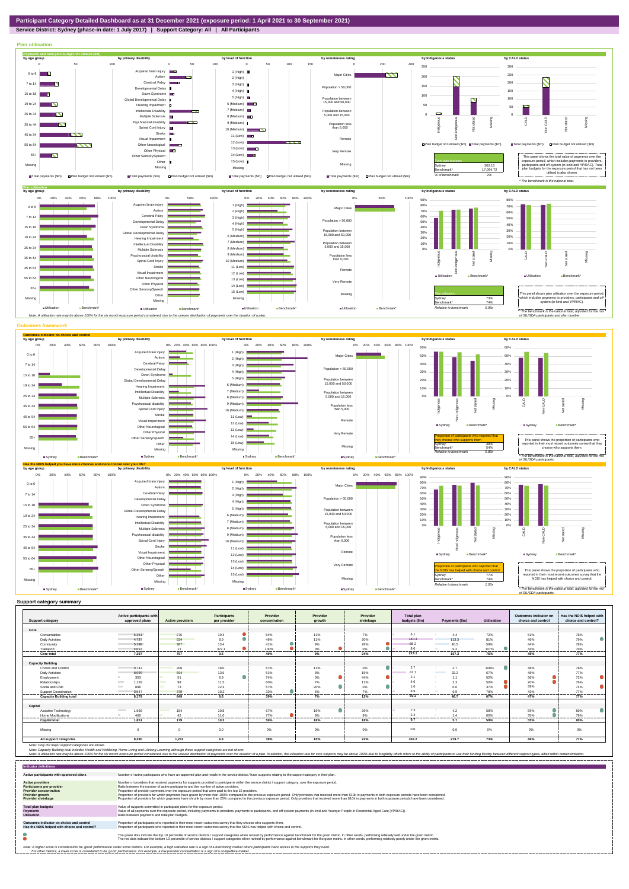# Participant Category Detailed Dashboard as at 31 December 2021 (exposure period: 1 April 2021 to 30 September 2021)

**Service District: Sydney (phase-in date: 1 July 2017) | Support Category: All | All Participants**

## Plan utilisation

**Payments and total plan budget not utilised ($m)**

by age group / by primary disability / by level of function / by remoteness rating / by Indigenous status / by CALD status

Total payments ($m) | Plan budget not utilised ($m)

Total plan budgets
Sydney 302.15
Benchmark* 17,064.72
% of benchmark 2%

This panel shows the total value of payments over the exposure period, which includes payments to providers, participants and off-system (in-kind and YPIRAC). Total plan budgets for the exposure period that has not been utilised is also shown.

* The benchmark is the national total.

**Plan utilisation**

Utilisation | Benchmark*

Plan utilisation
Sydney 73%
Benchmark* 74%
Relative to benchmark 0.98x

This panel shows plan utilisation over the exposure period, which includes payments to providers, participants and off-system (in-kind and YPIRAC).

* The benchmark is the national average, adjusted for the mix of SIL/SDA participants and plan number.

Note: A utilisation rate may be above 100% for the six month exposure period considered, due to the uneven distribution of payments over the duration of a plan.

## Outcomes framework

**Outcomes indicator on choice and control**

Sydney | Benchmark*

Proportion of participants who reported that they choose who supports them
Sydney 48%
Benchmark* 54%
Relative to benchmark 0.88x

This panel shows the proportion of participants who reported in their most recent outcomes survey that they choose who supports them.

* The benchmark is the national average, adjusted for the mix of SIL/SDA participants.

**Has the NDIS helped you have more choices and more control over your life?**

Sydney | Benchmark*

Proportion of participants who reported that the NDIS has helped with choice and control
Sydney 77%
Benchmark* 74%
Relative to benchmark 1.03x

This panel shows the proportion of participants who reported in their most recent outcomes survey that the NDIS has helped with choice and control.

* The benchmark is the national average, adjusted for the mix of SIL/SDA participants.

## Support category summary

| Support category | Active participants with approved plans | Active providers | Participants per provider | Provider concentration | Provider growth | Provider shrinkage | Total plan budgets ($m) | Payments ($m) | Utilisation | Outcomes indicator on choice and control | Has the NDIS helped with choice and control? |
|---|---|---|---|---|---|---|---|---|---|---|---|
| **Core** | | | | | | | | | | | |
| Consumables | 5,351 | 276 | 19.4 | 64% | 11% | 7% | 6.1 | 4.4 | 72% | 51% | 78% |
| Daily Activities | 4,737 | 534 | 8.9 | 46% | 11% | 20% | 140.3 | 113.3 | 81% | 46% | 79% |
| Community | 5,198 | 387 | 13.4 | 41% | 9% | 28% | 68.2 | 40.5 | 59% | 44% | 76% |
| Transport | 4,093 | 11 | 372.1 | 100% | 0% | 0% | 8.6 | 9.2 | 107% | 44% | 79% |
| **Core total** | **7,297** | **757** | **9.6** | **46%** | **9%** | **24%** | **223.1** | **167.3** | **75%** | **48%** | **77%** |
| **Capacity Building** | | | | | | | | | | | |
| Choice and Control | 3,743 | 208 | 18.0 | 67% | 11% | 0% | 2.7 | 2.7 | 100% | 48% | 78% |
| Daily Activities | 8,099 | 594 | 13.6 | 51% | 8% | 15% | 47.7 | 32.2 | 67% | 48% | 77% |
| Employment | 353 | 51 | 6.9 | 74% | 0% | 44% | 2.1 | 1.1 | 52% | 36% | 72% |
| Relationships | 1,128 | 98 | 11.5 | 60% | 7% | 11% | 4.6 | 2.3 | 50% | 20% | 76% |
| Social and Civic | 896 | 73 | 12.3 | 57% | 20% | 0% | 1.6 | 0.6 | 37% | 39% | 74% |
| Support Coordination | 3,847 | 378 | 10.2 | 33% | 6% | 7% | 8.9 | 6.9 | 78% | 43% | 77% |
| **Capacity Building total** | **8,179** | **849** | **9.6** | **39%** | **7%** | **12%** | **69.3** | **46.7** | **67%** | **47%** | **77%** |
| **Capital** | | | | | | | | | | | |
| Assistive Technology | 1,668 | 154 | 10.8 | 67% | 16% | 20% | 7.3 | 4.2 | 58% | 59% | 80% |
| Home Modifications | 460 | 42 | 11.0 | 77% | 8% | 8% | 2.4 | 1.4 | 60% | 35% | 79% |
| **Capital total** | **1,831** | **179** | **10.2** | **56%** | **18%** | **18%** | **9.7** | **5.7** | **59%** | **55%** | **80%** |
| Missing | 0 | 0 | 0.0 | 0% | 0% | 0% | 0.0 | 0.0 | 0% | 0% | 0% |
| **All support categories** | **8,290** | **1,212** | **6.8** | **38%** | **10%** | **22%** | **302.2** | **219.7** | **73%** | **48%** | **77%** |

Note: Only the major support categories are shown.
Note: Capacity Building total includes Health and Wellbeing, Home Living and Lifelong Learning although these support categories are not shown.
Note: A utilisation rate may be above 100% for the six month exposure period considered, due to the uneven distribution of payments over the duration of a plan. In addition, the utilisation rate for core supports may be above 100% due to fungibility which refers to the ability of participants to use their funding flexibly between different support types, albeit within certain limitation.

## Indicator definitions

| | |
|---|---|
| **Active participants with approved plans** | Number of active participants who have an approved plan and reside in the service district / have supports relating to the support category in their plan. |
| **Active providers** | Number of providers that received payments for supports provided to participants within the service district / support category, over the exposure period. |
| **Participants per provider** | Ratio between the number of active participants and the number of active providers. |
| **Provider concentration** | Proportion of provider payments over the exposure period that were paid to the top 10 providers. |
| **Provider growth** | Proportion of providers for which payments have grown by more than 100% compared to the previous exposure period. Only providers that received more than $10k in payments in both exposure periods have been considered. |
| **Provider shrinkage** | Proportion of providers for which payments have shrunk by more than 25% compared to the previous exposure period. Only providers that received more than $10k in payments in both exposure periods have been considered. |
| **Total plan budgets** | Value of supports committed in participant plans for the exposure period. |
| **Payments** | Value of all payments over the exposure period, including payments to providers, payments to participants, and off-system payments (in-kind and Younger People In Residential Aged Care (YPIRAC)). |
| **Utilisation** | Ratio between payments and total plan budgets. |
| **Outcomes indicator on choice and control** | Proportion of participants who reported in their most recent outcomes survey that they choose who supports them. |
| **Has the NDIS helped with choice and control?** | Proportion of participants who reported in their most recent outcomes survey that the NDIS has helped with choice and control. |

The green dots indicate the top 10 percentile of service districts / support categories when ranked by performance against benchmark for the given metric. In other words, performing relatively well under the given metric.
The red dots indicate the bottom 10 percentile of service districts / support categories when ranked by performance against benchmark for the given metric. In other words, performing relatively poorly under the given metric.

Note: A higher score is considered to be 'good' performance under some metrics. For example, a high utilisation rate is a sign of a functioning market where participants have access to the supports they need.
For other metrics, a lower score is considered to be 'good' performance. For example, a low provider concentration is a sign of a competitive market.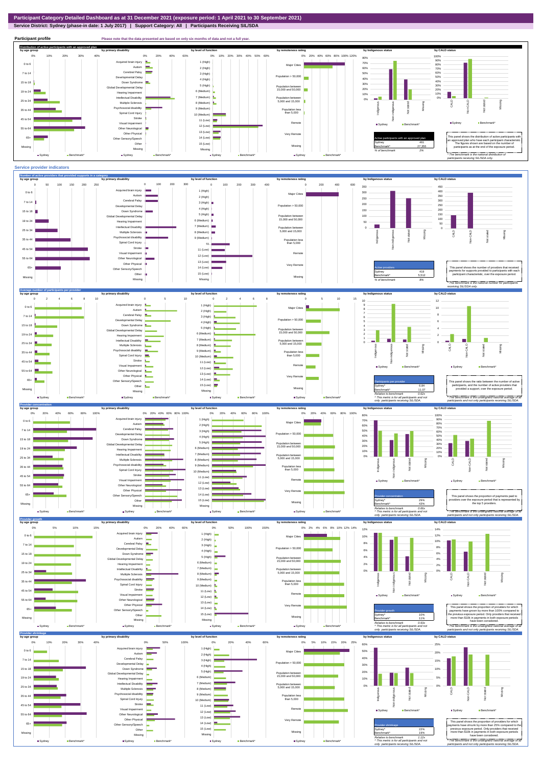# Participant Category Detailed Dashboard as at 31 December 2021 (exposure period: 1 April 2021 to 30 September 2021)

**Service District: Sydney (phase-in date: 1 July 2017) | Support Category: All | Participants Receiving SIL/SDA**

## Participant profile

Please note that the data presented are based on only six months of data and not a full year.

**Distribution of active participants with an approved plan**

by age group | by primary disability | by level of function | by remoteness rating | by Indigenous status | by CALD status

| Active participants with an approved plan | |
|---|---|
| Sydney | 461 |
| Benchmark* | 27,355 |
| % of benchmark | 2% |

This panel shows the distribution of active participants with an approved plan who have each participant characteristic. The figures shown are based on the number of participants as at the end of the exposure period.

* The benchmark is the national distribution of participants receiving SIL/SDA only.

## Service provider indicators

**Number of active providers that provided supports in a category**

| Active providers | |
|---|---|
| Sydney | 419 |
| Benchmark* | 5,512 |
| % of benchmark | 8% |

This panel shows the number of providers that received payments for supports provided to participants with each participant characteristic, over the exposure period.

* The benchmark is the national number for participants receiving SIL/SDA only.

**Average number of participants per provider**

| Participants per provider | |
|---|---|
| Sydney* | 6.84 |
| Benchmark* | 11.07 |
| Relative to benchmark | 0.62x |

^ This metric is for all participants and not only participants receiving SIL/SDA.

This panel shows the ratio between the number of active participants, and the number of active providers that provided a support, over the exposure period.

* The benchmark is the unweighted national average of all participants and not only participants receiving SIL/SDA.

**Provider concentration**

| Provider concentration | |
|---|---|
| Sydney* | 29% |
| Benchmark* | 43% |
| Relative to benchmark | 0.66x |

^ This metric is for all participants and not only participants receiving SIL/SDA.

This panel shows the proportion of payments paid to providers over the exposure period that is represented by the top 5 providers.

* The benchmark is the unweighted national average of all participants and not only participants receiving SIL/SDA.

**Provider growth**

| Provider growth | |
|---|---|
| Sydney* | 10% |
| Benchmark* | 11% |
| Relative to benchmark | 0.93x |

^ This metric is for all participants and not only participants receiving SIL/SDA.

This panel shows the proportion of providers for which payments have grown by more than 100% compared to the previous exposure period. Only providers that received more than $10k in payments in both exposure periods have been considered.

* The benchmark is the unweighted national average of all participants and not only participants receiving SIL/SDA.

**Provider shrinkage**

| Provider shrinkage | |
|---|---|
| Sydney* | 22% |
| Benchmark* | 19% |
| Relative to benchmark | 1.12x |

^ This metric is for all participants and not only participants receiving SIL/SDA.

This panel shows the proportion of providers for which payments have shrunk by more than 25% compared to the previous exposure period. Only providers that received more than $10k in payments in both exposure periods have been considered.

* The benchmark is the unweighted national average of all participants and not only participants receiving SIL/SDA.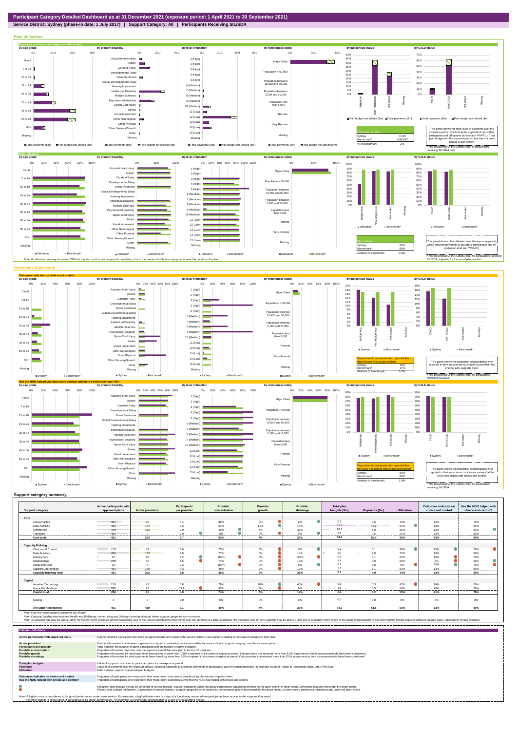# Participant Category Detailed Dashboard as at 31 December 2021 (exposure period: 1 April 2021 to 30 September 2021)

**Service District: Sydney (phase-in date: 1 July 2017) | Support Category: All | Participants Receiving SIL/SDA**

## Plan utilisation

**Payments and total plan budget not utilised ($m)**

by age group | by primary disability | by level of function | by remoteness rating | by Indigenous status | by CALD status

Total plan budgets
Sydney: 74.25
Benchmark*: 4,943.63
% of benchmark: 2%

This panel shows the total value of payments over the exposure period, which includes payments to providers, participants and off-system (in-kind and YPIRAC). Total plan budgets for the exposure period that has not been utilised is also shown.

*The benchmark is the national total for participants receiving SIL/SDA only.

**Plan utilisation**

Plan utilisation
Sydney: 83%
Benchmark*: 88%
Relative to benchmark: 0.94x

This panel shows plan utilisation over the exposure period, which includes payments to providers, participants and off-system (in-kind and YPIRAC).

*The benchmark is the national total for participants receiving SIL/SDA, adjusted for the mix of plan number.

Note: A utilisation rate may be above 100% for the six month exposure period considered, due to the uneven distribution of payments over the duration of a plan.

## Outcomes framework

**Outcomes indicator on choice and control**

Proportion of participants who reported that they choose who supports them
Sydney: 13%
Benchmark*: 17%
Relative to benchmark: 0.75x

This panel shows the proportion of participants who reported in their most recent outcomes survey that they choose who supports them.

*The benchmark is the national total for participants receiving SIL/SDA.

**Has the NDIS helped you have more choices and more control over your life?**

Proportion of participants who reported that the NDIS has helped with choice and control
Sydney: 80%
Benchmark*: 80%
Relative to benchmark: 1.00x

This panel shows the proportion of participants who reported in their most recent outcomes survey that the NDIS has helped with choice and control.

*The benchmark is the national total for participants receiving SIL/SDA.

## Support category summary

| Support category | Active participants with approved plans | Active providers | Participants per provider | Provider concentration | Provider growth | Provider shrinkage | Total plan budgets ($m) | Payments ($m) | Utilisation | Outcomes indicator on choice and control | Has the NDIS helped with choice and control? |
|---|---|---|---|---|---|---|---|---|---|---|---|
| **Core** | | | | | | | | | | | |
| Consumables | 351 | 80 | 4.4 | 85% | 0% | 0% | 0.9 | 0.6 | 76% | 12% | 78% |
| Daily Activities | 460 | 144 | 3.2 | 57% | 11% | 14% | 52.7 | 48.2 | 91% | 13% | 80% |
| Community | 448 | 152 | 2.9 | 40% | 7% | 33% | 10.7 | 6.0 | 56% | 12% | 80% |
| Transport | 452 | 0 | 0.0 | 0% | 0% | 0% | 0.6 | 0.5 | 91% | 12% | 80% |
| **Core total** | **461** | **264** | **1.7** | **52%** | **7%** | **27%** | **64.9** | **55.4** | **85%** | **13%** | **80%** |
| **Capacity Building** | | | | | | | | | | | |
| Choice and Control | 153 | 43 | 3.6 | 73% | 0% | 0% | 0.1 | 0.1 | 99% | 15% | 73% |
| Daily Activities | 458 | 163 | 2.8 | 77% | 0% | 14% | 3.9 | 2.8 | 72% | 13% | 80% |
| Employment | 22 | 10 | 2.2 | 100% | 0% | 100% | 0.1 | 0.1 | 53% | 10% | 79% |
| Relationships | 275 | 49 | 5.6 | 71% | 0% | 17% | 1.4 | 0.8 | 56% | 9% | 80% |
| Social and Civic | 13 | 4 | 3.3 | 100% | 0% | 0% | 0.1 | 0.0 | 8% | 25% | 75% |
| Support Coordination | 461 | 108 | 4.3 | 45% | 0% | 10% | 1.3 | 1.1 | 83% | 13% | 80% |
| **Capacity Building total** | **461** | **262** | **1.8** | **55%** | **0%** | **21%** | **7.1** | **4.9** | **70%** | **13%** | **80%** |
| **Capital** | | | | | | | | | | | |
| Assistive Technology | 159 | 42 | 3.8 | 79% | 20% | 40% | 0.6 | 0.3 | 47% | 14% | 76% |
| Home Modifications | 262 | 22 | 11.9 | 93% | 0% | 0% | 1.6 | 0.9 | 56% | 10% | 78% |
| **Capital total** | **298** | **61** | **4.9** | **74%** | **6%** | **19%** | **2.3** | **1.2** | **53%** | **11%** | **79%** |
| Missing | 0 | 0 | 0.0 | 0% | 0% | 0% | 0.0 | 0.0 | 0% | 0% | 0% |
| **All support categories** | **461** | **419** | **1.1** | **49%** | **7%** | **23%** | **74.3** | **61.6** | **83%** | **13%** | **80%** |

Note: Only the major support categories are shown.
Note: Capacity Building total includes Health and Wellbeing, Home Living and Lifelong Learning although these support categories are not shown.
Note: A utilisation rate may be above 100% for the six month exposure period considered, due to the uneven distribution of payments over the duration of a plan. In addition, the utilisation rate for core supports may be above 100% due to fungibility which refers to the ability of participants to use their funding flexibly between different support types, albeit within certain limitation.

## Indicator definitions

| | |
|---|---|
| **Active participants with approved plans** | Number of active participants who have an approved plan and reside in the service district / have supports relating to the support category in their plan. |
| **Active providers** | Number of providers that received payments for supports provided to participants within the service district / support category, over the exposure period. |
| **Participants per provider** | Ratio between the number of active participants and the number of active providers. |
| **Provider concentration** | Proportion of provider payments over the exposure period that were paid to the top 10 providers. |
| **Provider growth** | Proportion of providers for which payments have grown by more than 100% compared to the previous exposure period. Only providers that received more than $10k in payments in both exposure periods have been considered. |
| **Provider shrinkage** | Proportion of providers for which payments have shrunk by more than 25% compared to the previous exposure period. Only providers that received more than $10k in payments in both exposure periods have been considered. |
| **Total plan budgets** | Value of supports committed in participant plans for the exposure period. |
| **Payments** | Value of all payments over the exposure period, including payments to providers, payments to participants, and off-system payments (in-kind and Younger People In Residential Aged Care (YPIRAC)). |
| **Utilisation** | Ratio between payments and total plan budgets. |
| **Outcomes indicator on choice and control** | Proportion of participants who reported in their most recent outcomes survey that they choose who supports them. |
| **Has the NDIS helped with choice and control?** | Proportion of participants who reported in their most recent outcomes survey that the NDIS has helped with choice and control. |

The green dots indicate the top 10 percentile of service districts / support categories when ranked by performance against benchmark for the given metric. In other words, performing relatively well under the given metric.
The red dots indicate the bottom 10 percentile of service districts / support categories when ranked by performance against benchmark for the given metric. In other words, performing relatively poorly under the given metric.

Note: A higher score is considered to be 'good' performance under some metrics. For example, a high utilisation rate is a sign of a functioning market where participants have access to the supports they need.
For other metrics, a lower score is considered to be 'good' performance. For example, a low provider concentration is a sign of a competitive market.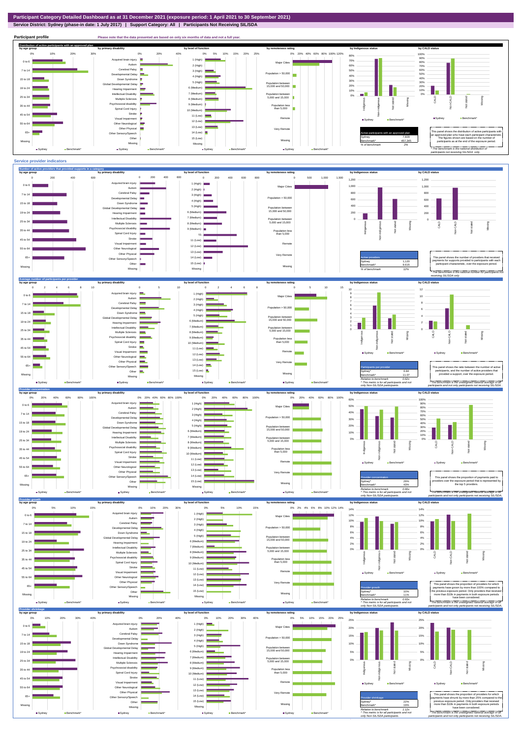# Participant Category Detailed Dashboard as at 31 December 2021 (exposure period: 1 April 2021 to 30 September 2021)

**Service District: Sydney (phase-in date: 1 July 2017) | Support Category: All | Participants Not Receiving SIL/SDA**

## Participant profile

Please note that the data presented are based on only six months of data and not a full year.

### Distribution of active participants with an approved plan

by age group | by primary disability | by level of function | by remoteness rating | by Indigenous status | by CALD status

Sydney | Benchmark*

| | |
|---|---|
| Active participants with an approved plan | |
| Sydney | 7,829 |
| Benchmark* | 457,345 |
| % of benchmark | 2% |

This panel shows the distribution of active participants with an approved plan who have each participant characteristic. The figures shown are based on the number of participants as at the end of the exposure period.

* The benchmark is the national distribution of participants not receiving SIL/SDA only.

## Service provider indicators

### Number of active providers that provided supports in a category

| | |
|---|---|
| Active providers | |
| Sydney | 1,120 |
| Benchmark* | 9,615 |
| % of benchmark | 12% |

This panel shows the number of providers that received payments for supports provided to participants with each participant characteristic, over the exposure period.

* The benchmark is the national number for participants not receiving SIL/SDA only.

### Average number of participants per provider

| | |
|---|---|
| Participants per provider | |
| Sydney | 6.84 |
| Benchmark* | 11.07 |
| Relative to benchmark | 0.62x |

^ This metric is for all participants and not only non-SIL/SDA participants.

This panel shows the ratio between the number of active participants, and the number of active providers that provided a support, over the exposure period.

* The benchmark is the unweighted national average of all participants and not only participants not receiving SIL/SDA.

### Provider concentration

| | |
|---|---|
| Provider concentration | |
| Sydney | 29% |
| Benchmark* | 43% |
| Relative to benchmark | 0.66x |

^ This metric is for all participants and not only non-SIL/SDA participants.

This panel shows the proportion of payments paid to providers over the exposure period that is represented by the top 5 providers.

* The benchmark is the unweighted national average of all participants and not only participants not receiving SIL/SDA.

### Provider growth

| | |
|---|---|
| Provider growth | |
| Sydney | 10% |
| Benchmark* | 11% |
| Relative to benchmark | 0.93x |

^ This metric is for all participants and not only non-SIL/SDA participants.

This panel shows the proportion of providers for which payments have grown by more than 100% compared to the previous exposure period. Only providers that received more than $10k in payments in both exposure periods have been considered.

* The benchmark is the unweighted national average of all participants and not only participants not receiving SIL/SDA.

### Provider shrinkage

| | |
|---|---|
| Provider shrinkage | |
| Sydney | 22% |
| Benchmark* | 19% |
| Relative to benchmark | 1.12x |

^ This metric is for all participants and not only non-SIL/SDA participants.

This panel shows the proportion of providers for which payments have shrunk by more than 25% compared to the previous exposure period. Only providers that received more than $10k in payments in both exposure periods have been considered.

* The benchmark is the unweighted national average of all participants and not only participants not receiving SIL/SDA.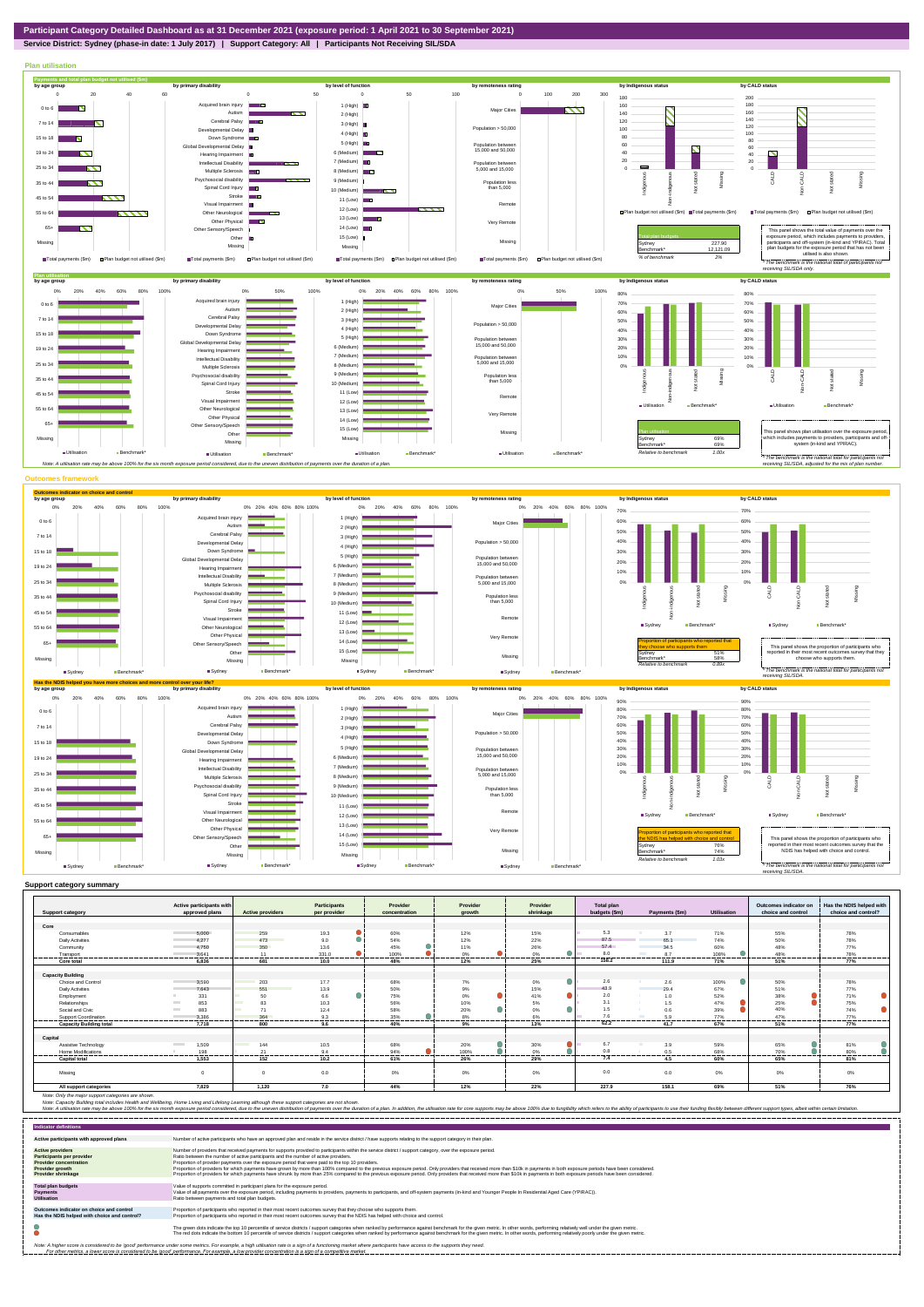**Participant Category Detailed Dashboard as at 31 December 2021 (exposure period: 1 April 2021 to 30 September 2021)**

**Service District: Sydney (phase-in date: 1 July 2017) | Support Category: All | Participants Not Receiving SIL/SDA**

## Plan utilisation

**Payments and total plan budget not utilised ($m)**

by age group | by primary disability | by level of function | by remoteness rating | by Indigenous status | by CALD status

Total payments ($m) | Plan budget not utilised ($m)

| Total plan budgets | |
|---|---|
| Sydney | 227.90 |
| Benchmark* | 12,121.09 |
| % of benchmark | 2% |

This panel shows the total value of payments over the exposure period, which includes payments to providers, participants and off-system (in-kind and YPIRAC). Total plan budgets for the exposure period that has not been utilised is also shown.

*The benchmark is the national total for participants not receiving SIL/SDA only.

**Plan utilisation**

Utilisation | Benchmark*

| Plan utilisation | |
|---|---|
| Sydney | 69% |
| Benchmark* | 69% |
| Relative to benchmark | 1.00x |

This panel shows plan utilisation over the exposure period, which includes payments to providers, participants and off-system (in-kind and YPIRAC).

*The benchmark is the national total for participants not receiving SIL/SDA, adjusted for the mix of plan number.

Note: A utilisation rate may be above 100% for the six month exposure period considered, due to the uneven distribution of payments over the duration of a plan.

## Outcomes framework

**Outcomes indicator on choice and control**

Sydney | Benchmark*

| Proportion of participants who reported that they choose who supports them | |
|---|---|
| Sydney | 51% |
| Benchmark* | 58% |
| Relative to benchmark | 0.89x |

This panel shows the proportion of participants who reported in their most recent outcomes survey that they choose who supports them.

*The benchmark is the national total for participants not receiving SIL/SDA.

**Has the NDIS helped you have more choices and more control over your life?**

Sydney | Benchmark*

| Proportion of participants who reported that the NDIS has helped with choice and control | |
|---|---|
| Sydney | 76% |
| Benchmark* | 74% |
| Relative to benchmark | 1.03x |

This panel shows the proportion of participants who reported in their most recent outcomes survey that the NDIS has helped with choice and control.

*The benchmark is the national total for participants not receiving SIL/SDA.

## Support category summary

| Support category | Active participants with approved plans | Active providers | Participants per provider | Provider concentration | Provider growth | Provider shrinkage | Total plan budgets ($m) | Payments ($m) | Utilisation | Outcomes indicator on choice and control | Has the NDIS helped with choice and control? |
|---|---|---|---|---|---|---|---|---|---|---|---|
| **Core** | | | | | | | | | | | |
| Consumables | 5,000 | 259 | 19.3 | 60% | 12% | 15% | 5.3 | 3.7 | 71% | 55% | 78% |
| Daily Activities | 4,277 | 473 | 9.0 | 54% | 12% | 22% | 87.5 | 65.1 | 74% | 50% | 78% |
| Community | 4,760 | 350 | 13.6 | 45% | 11% | 26% | 57.4 | 34.5 | 60% | 48% | 77% |
| Transport | 3,641 | 11 | 331.0 | 100% | 0% | 0% | 8.0 | 8.7 | 108% | 48% | 78% |
| **Core total** | **6,836** | **681** | **10.0** | **48%** | **12%** | **25%** | **158.2** | **111.9** | **71%** | **51%** | **77%** |
| **Capacity Building** | | | | | | | | | | | |
| Choice and Control | 3,590 | 203 | 17.7 | 68% | 7% | 0% | 2.6 | 2.6 | 100% | 50% | 78% |
| Daily Activities | 7,643 | 551 | 13.9 | 50% | 9% | 15% | 43.9 | 29.4 | 67% | 51% | 77% |
| Employment | 331 | 50 | 6.6 | 75% | 0% | 41% | 2.0 | 1.0 | 52% | 38% | 71% |
| Relationships | 853 | 83 | 10.3 | 58% | 10% | 5% | 3.1 | 1.5 | 47% | 25% | 75% |
| Social and Civic | 883 | 71 | 12.4 | 58% | 20% | 0% | 1.5 | 0.6 | 39% | 40% | 74% |
| Support Coordination | 3,386 | 364 | 9.3 | 35% | 8% | 6% | 7.6 | 5.9 | 77% | 47% | 77% |
| **Capacity Building total** | **7,718** | **800** | **9.6** | **40%** | **9%** | **13%** | **62.2** | **41.7** | **67%** | **51%** | **77%** |
| **Capital** | | | | | | | | | | | |
| Assistive Technology | 1,509 | 144 | 10.5 | 68% | 20% | 30% | 6.7 | 3.9 | 59% | 65% | 81% |
| Home Modifications | 198 | 21 | 9.4 | 94% | 100% | 0% | 0.8 | 0.5 | 68% | 70% | 80% |
| **Capital total** | **1,553** | **152** | **10.2** | **61%** | **26%** | **29%** | **7.4** | **4.5** | **60%** | **65%** | **81%** |
| Missing | 0 | 0 | 0.0 | 0% | 0% | 0% | 0.0 | 0.0 | 0% | 0% | 0% |
| **All support categories** | **7,829** | **1,120** | **7.0** | **44%** | **12%** | **22%** | **227.9** | **158.1** | **69%** | **51%** | **76%** |

Note: Only the major support categories are shown.

Note: Capacity Building total includes Health and Wellbeing, Home Living and Lifelong Learning although these support categories are not shown.

Note: A utilisation rate may be above 100% for the six month exposure period considered, due to the uneven distribution of payments over the duration of a plan. In addition, the utilisation rate for core supports may be above 100% due to fungibility which refers to the ability of participants to use their funding flexibly between different support types, albeit within certain limitation.

## Indicator definitions

| | |
|---|---|
| **Active participants with approved plans** | Number of active participants who have an approved plan and reside in the service district / have supports relating to the support category in their plan. |
| **Active providers** | Number of providers that received payments for supports provided to participants within the service district / support category, over the exposure period. |
| **Participants per provider** | Ratio between the number of active participants and the number of active providers. |
| **Provider concentration** | Proportion of provider payments over the exposure period that were paid to the top 10 providers. |
| **Provider growth** | Proportion of providers for which payments have grown by more than 100% compared to the previous exposure period. Only providers that received more than $10k in payments in both exposure periods have been considered. |
| **Provider shrinkage** | Proportion of providers for which payments have shrunk by more than 25% compared to the previous exposure period. Only providers that received more than $10k in payments in both exposure periods have been considered. |
| **Total plan budgets** | Value of supports committed in participant plans for the exposure period. |
| **Payments** | Value of all payments over the exposure period, including payments to providers, payments to participants, and off-system payments (in-kind and Younger People In Residential Aged Care (YPIRAC)). |
| **Utilisation** | Ratio between payments and total plan budgets. |
| **Outcomes indicator on choice and control** | Proportion of participants who reported in their most recent outcomes survey that they choose who supports them. |
| **Has the NDIS helped with choice and control?** | Proportion of participants who reported in their most recent outcomes survey that the NDIS has helped with choice and control. |

The green dots indicate the top 10 percentile of service districts / support categories when ranked by performance against benchmark for the given metric. In other words, performing relatively well under the given metric.
The red dots indicate the bottom 10 percentile of service districts / support categories when ranked by performance against benchmark for the given metric. In other words, performing relatively poorly under the given metric.

Note: A higher score is considered to be 'good' performance under some metrics. For example, a high utilisation rate is a sign of a functioning market where participants have access to the supports they need.
For other metrics, a lower score is considered to be 'good' performance. For example, a low provider concentration is a sign of a competitive market.